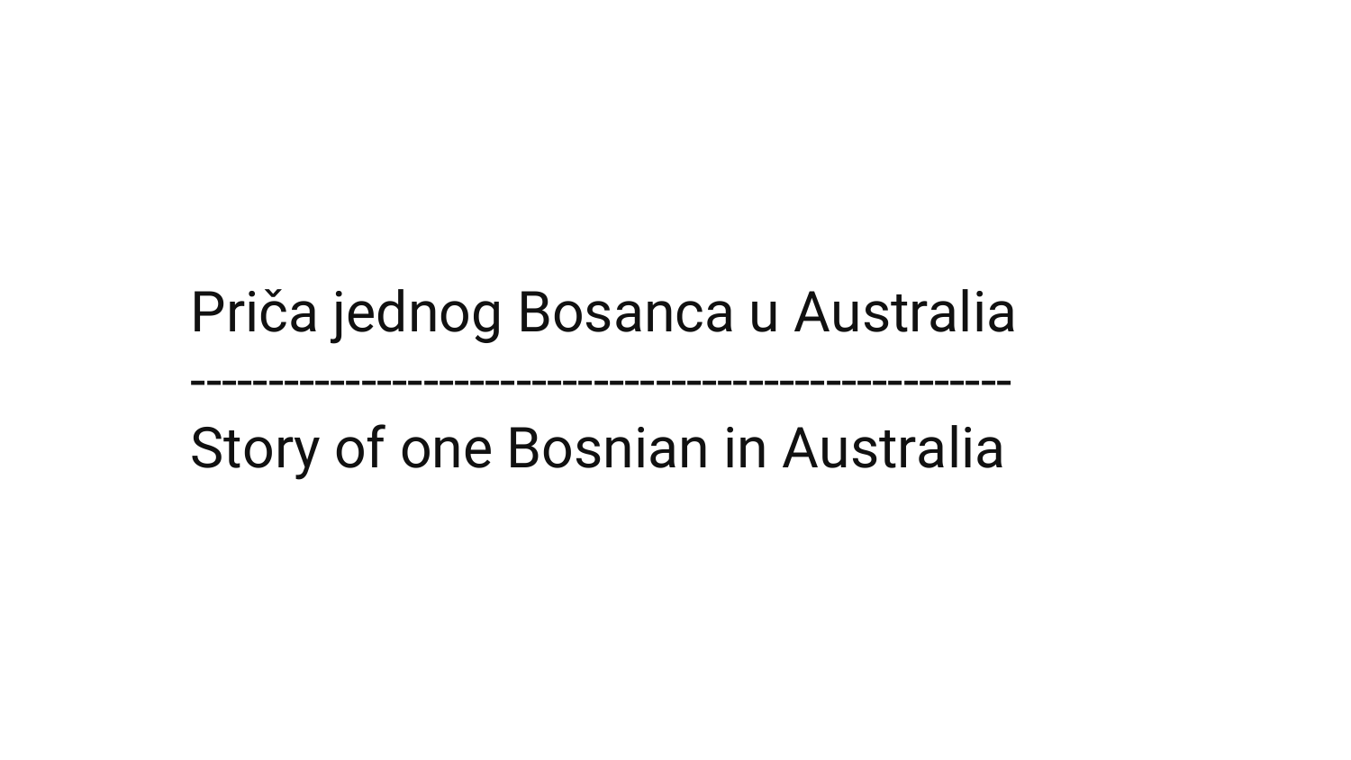# Priča jednog Bosanca u Australia

---

# Story of one Bosnian in Australia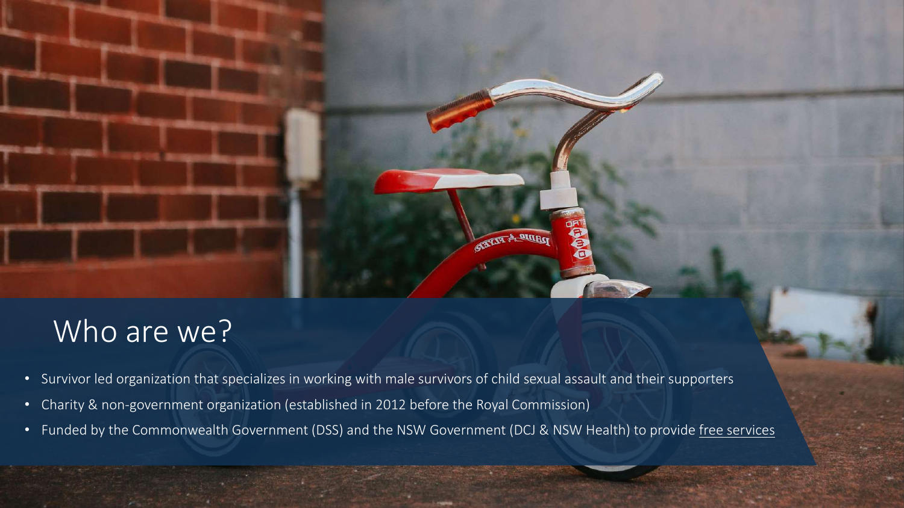# Who are we?

- Survivor led organization that specializes in working with male survivors of child sexual assault and their supporters
- Charity & non-government organization (established in 2012 before the Royal Commission)
- Funded by the Commonwealth Government (DSS) and the NSW Government (DCJ & NSW Health) to provide free services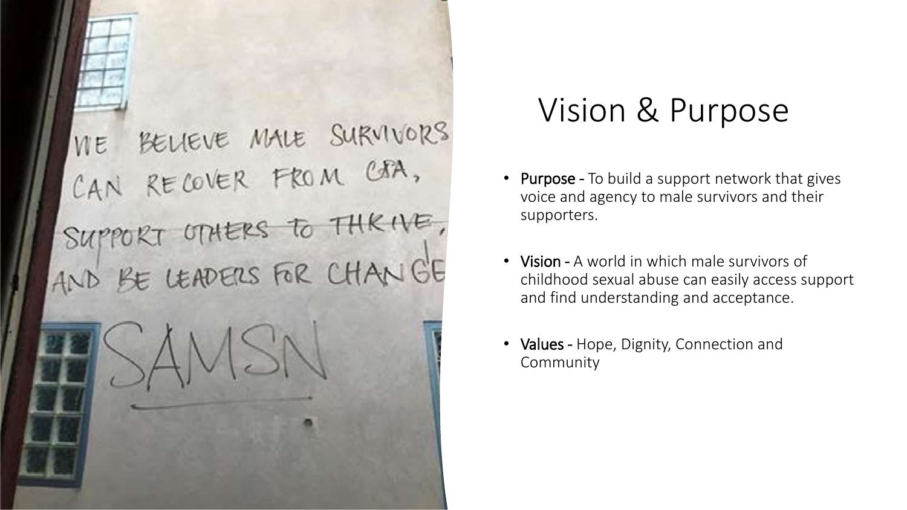# Vision & Purpose

- **Purpose** - To build a support network that gives voice and agency to male survivors and their supporters.
- **Vision** - A world in which male survivors of childhood sexual abuse can easily access support and find understanding and acceptance.
- **Values** - Hope, Dignity, Connection and Community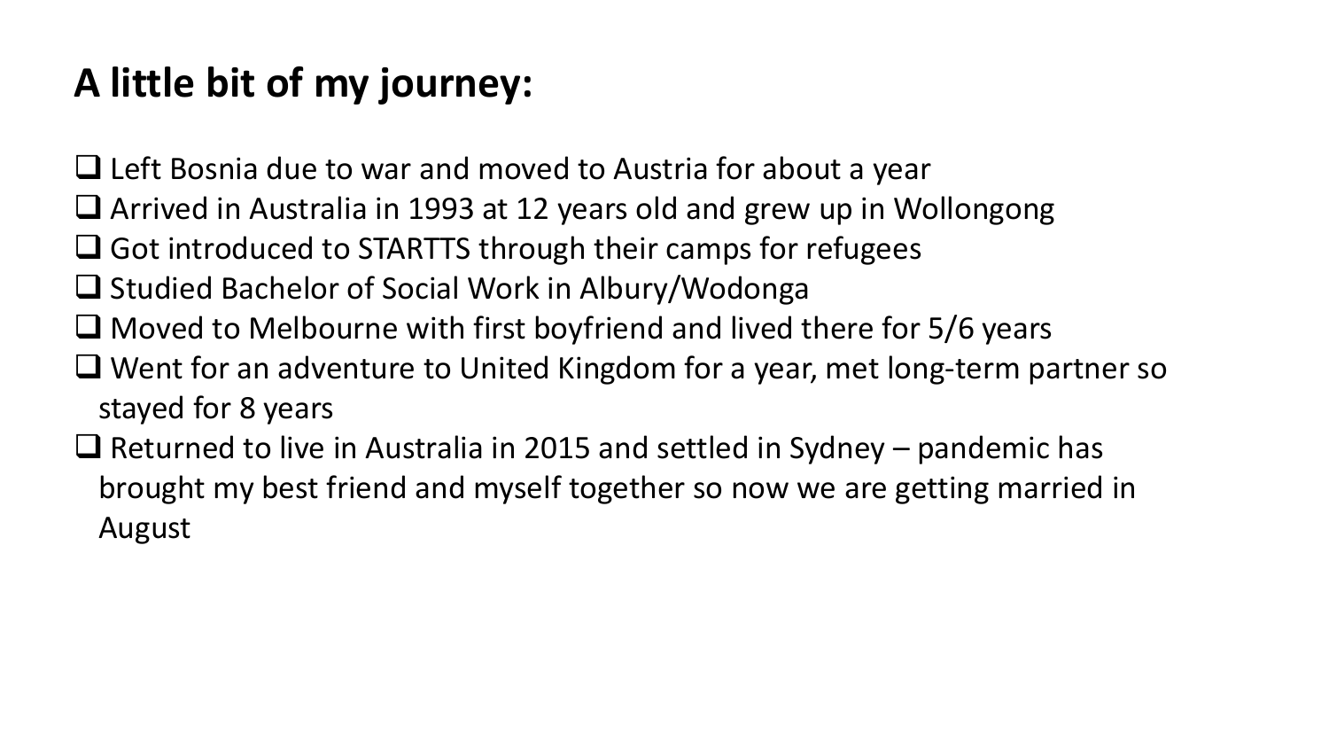## A little bit of my journey:

- Left Bosnia due to war and moved to Austria for about a year
- Arrived in Australia in 1993 at 12 years old and grew up in Wollongong
- Got introduced to STARTTS through their camps for refugees
- Studied Bachelor of Social Work in Albury/Wodonga
- Moved to Melbourne with first boyfriend and lived there for 5/6 years
- Went for an adventure to United Kingdom for a year, met long-term partner so stayed for 8 years
- Returned to live in Australia in 2015 and settled in Sydney – pandemic has brought my best friend and myself together so now we are getting married in August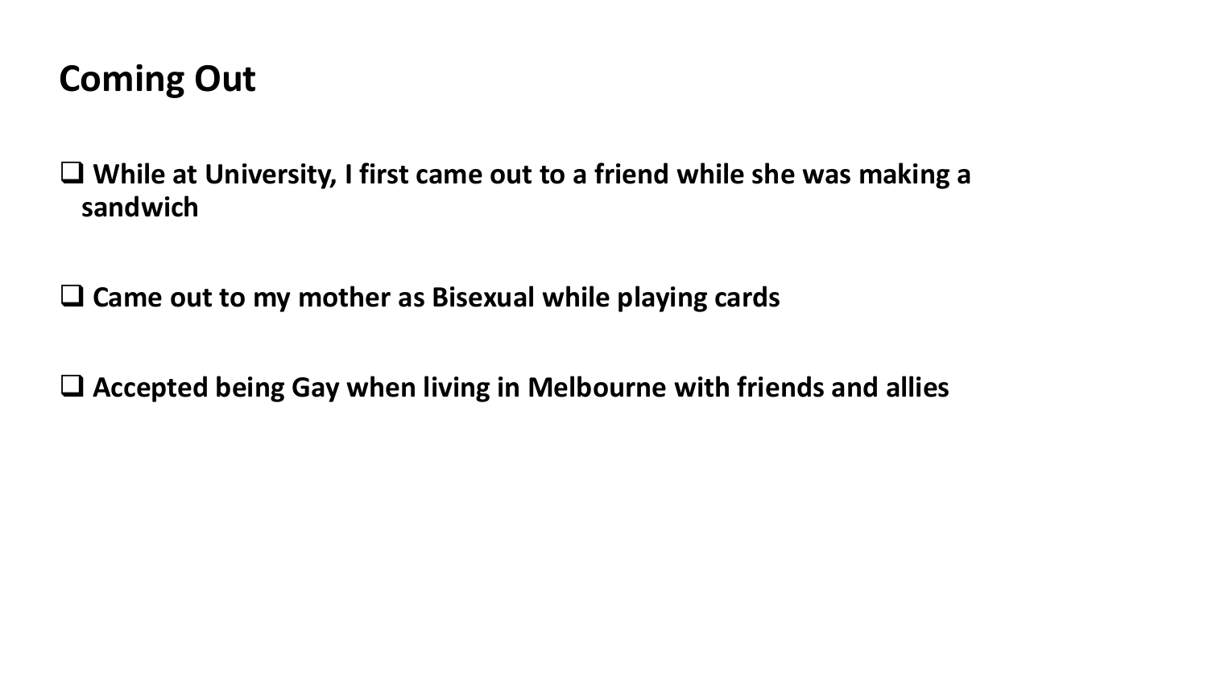# Coming Out

- **While at University, I first came out to a friend while she was making a sandwich**

- **Came out to my mother as Bisexual while playing cards**

- **Accepted being Gay when living in Melbourne with friends and allies**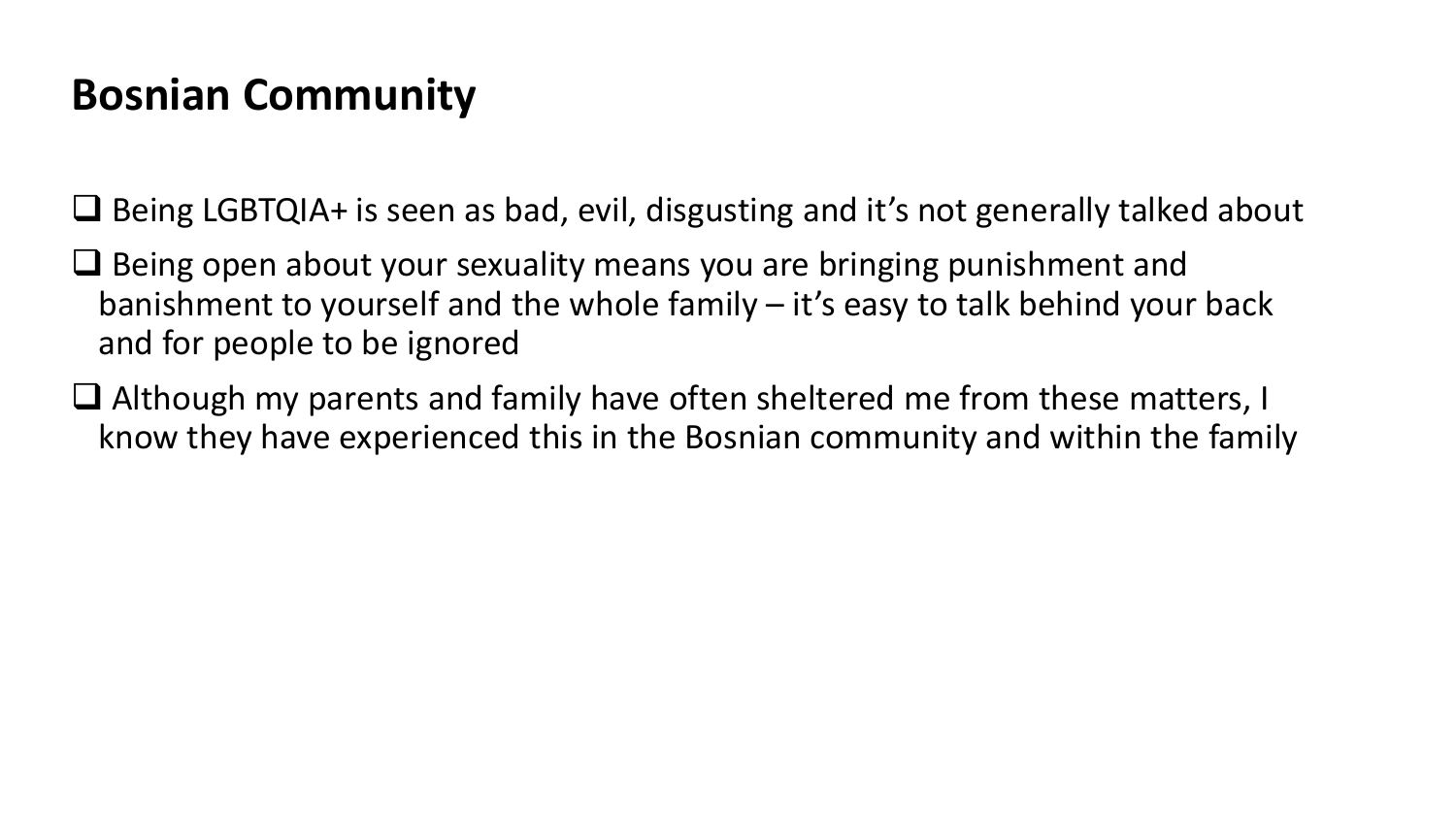# Bosnian Community

- Being LGBTQIA+ is seen as bad, evil, disgusting and it's not generally talked about
- Being open about your sexuality means you are bringing punishment and banishment to yourself and the whole family – it's easy to talk behind your back and for people to be ignored
- Although my parents and family have often sheltered me from these matters, I know they have experienced this in the Bosnian community and within the family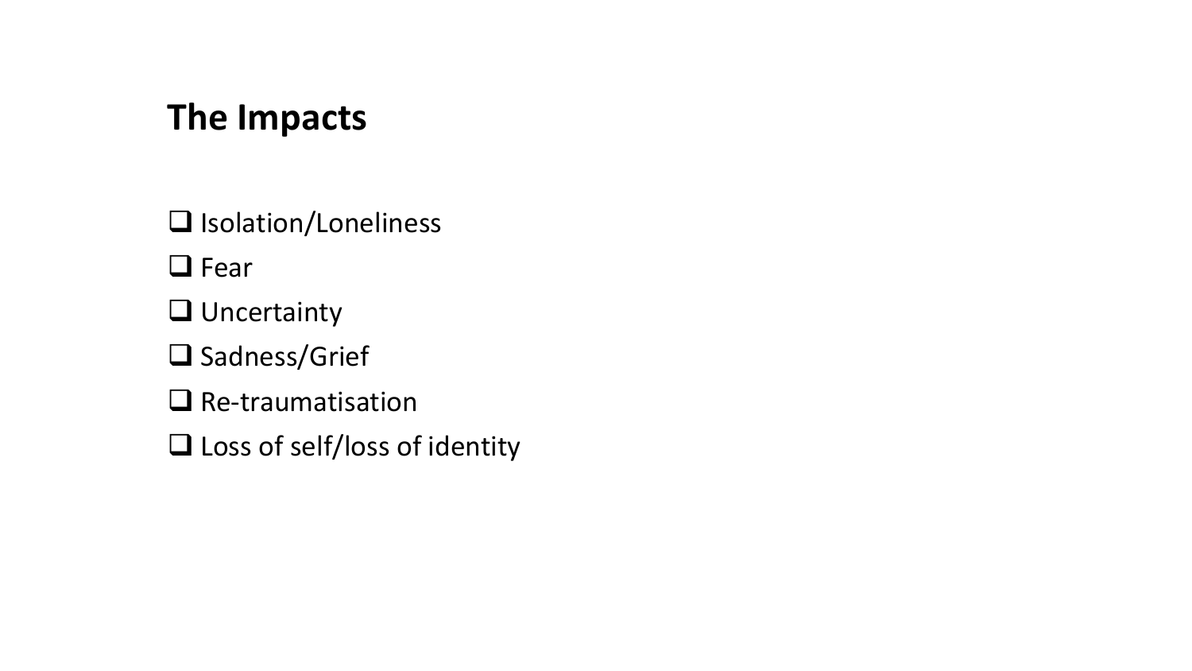## The Impacts

- ❑ Isolation/Loneliness
- ❑ Fear
- ❑ Uncertainty
- ❑ Sadness/Grief
- ❑ Re-traumatisation
- ❑ Loss of self/loss of identity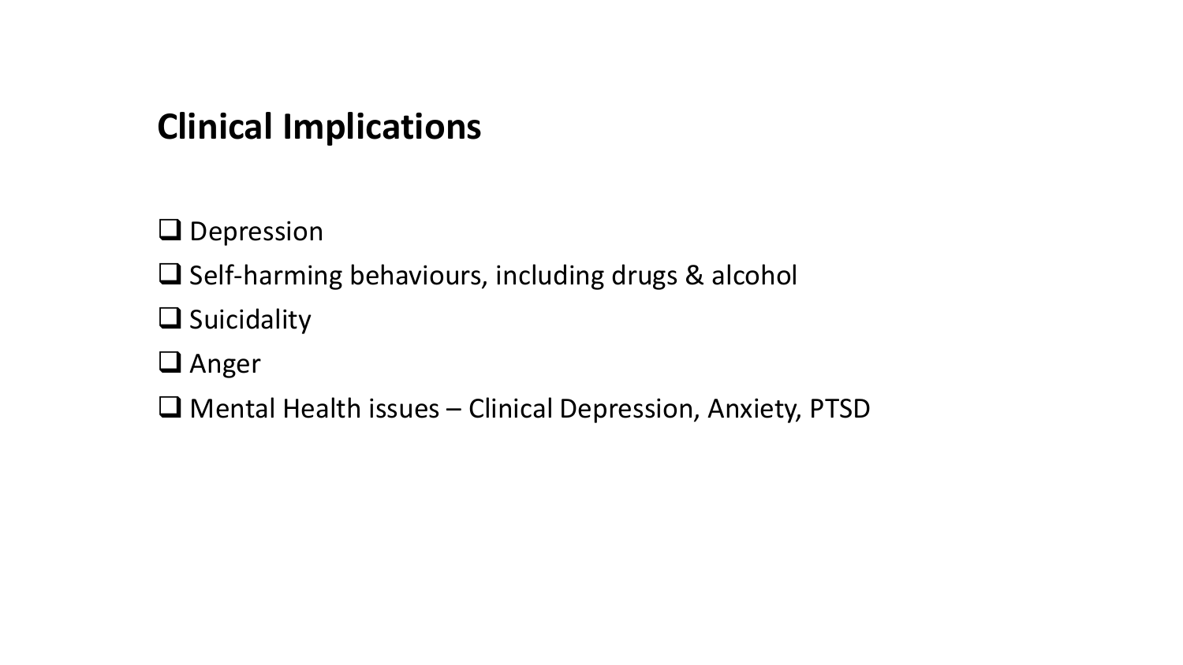## Clinical Implications

- Depression
- Self-harming behaviours, including drugs & alcohol
- Suicidality
- Anger
- Mental Health issues – Clinical Depression, Anxiety, PTSD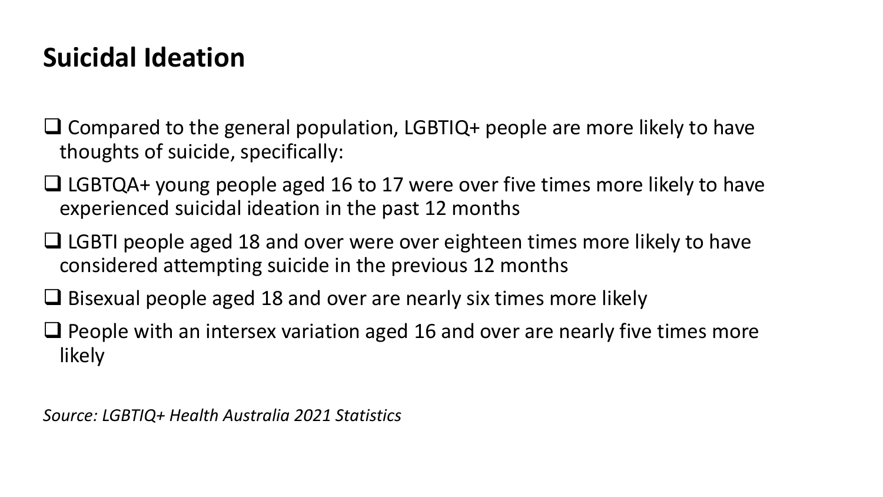# Suicidal Ideation

- Compared to the general population, LGBTIQ+ people are more likely to have thoughts of suicide, specifically:
- LGBTQA+ young people aged 16 to 17 were over five times more likely to have experienced suicidal ideation in the past 12 months
- LGBTI people aged 18 and over were over eighteen times more likely to have considered attempting suicide in the previous 12 months
- Bisexual people aged 18 and over are nearly six times more likely
- People with an intersex variation aged 16 and over are nearly five times more likely

*Source: LGBTIQ+ Health Australia 2021 Statistics*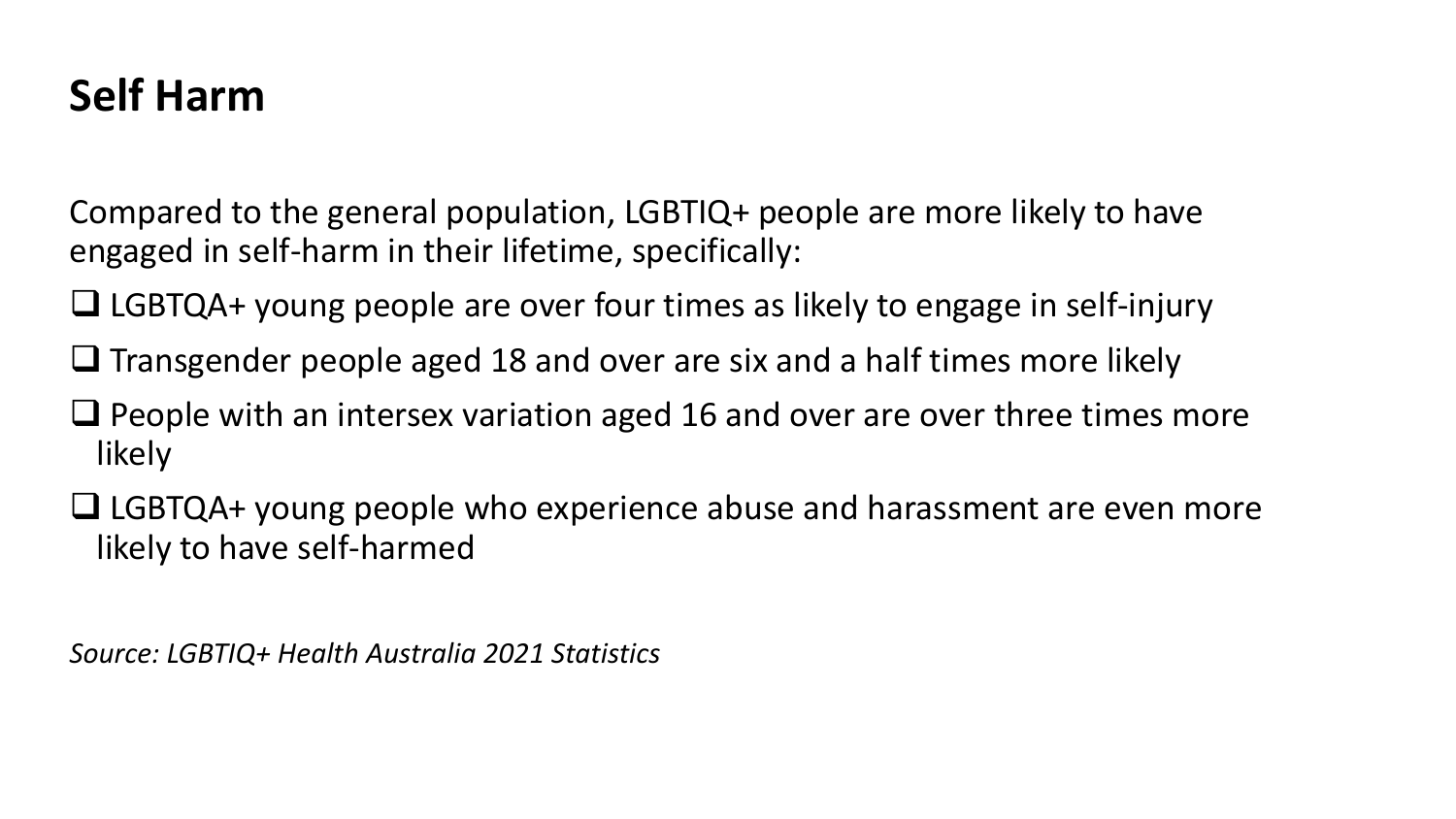# Self Harm

Compared to the general population, LGBTIQ+ people are more likely to have engaged in self-harm in their lifetime, specifically:

- ❑ LGBTQA+ young people are over four times as likely to engage in self-injury
- ❑ Transgender people aged 18 and over are six and a half times more likely
- ❑ People with an intersex variation aged 16 and over are over three times more likely
- ❑ LGBTQA+ young people who experience abuse and harassment are even more likely to have self-harmed

*Source: LGBTIQ+ Health Australia 2021 Statistics*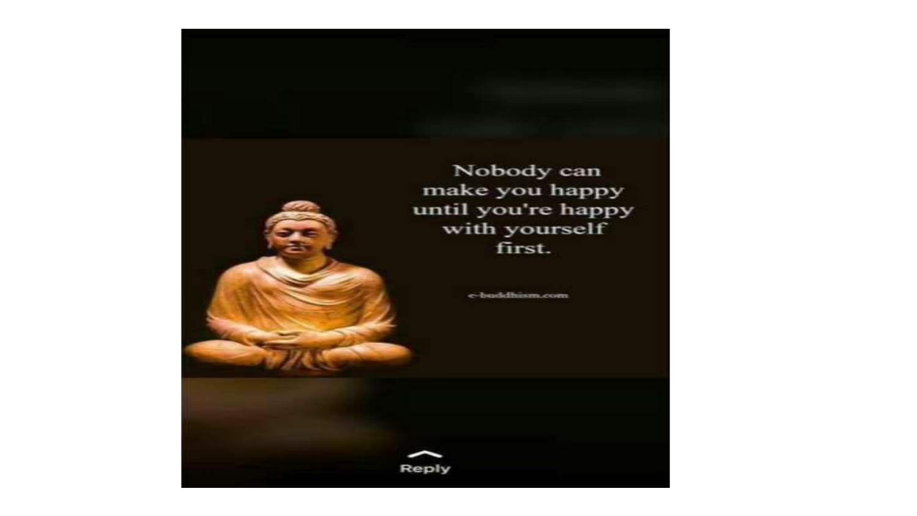Nobody can make you happy until you're happy with yourself first.

e-buddhism.com

Reply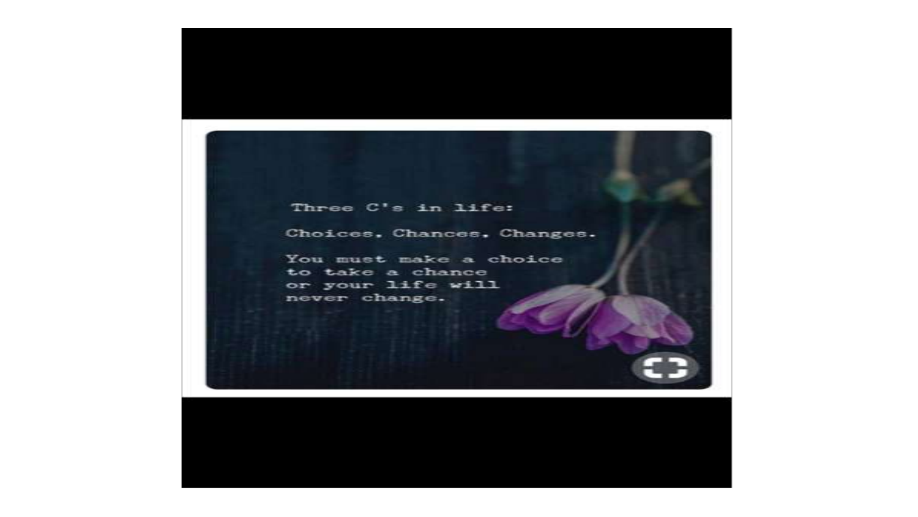Three C's in life:

Choices, Chances, Changes.

You must make a choice
to take a chance
or your life will
never change.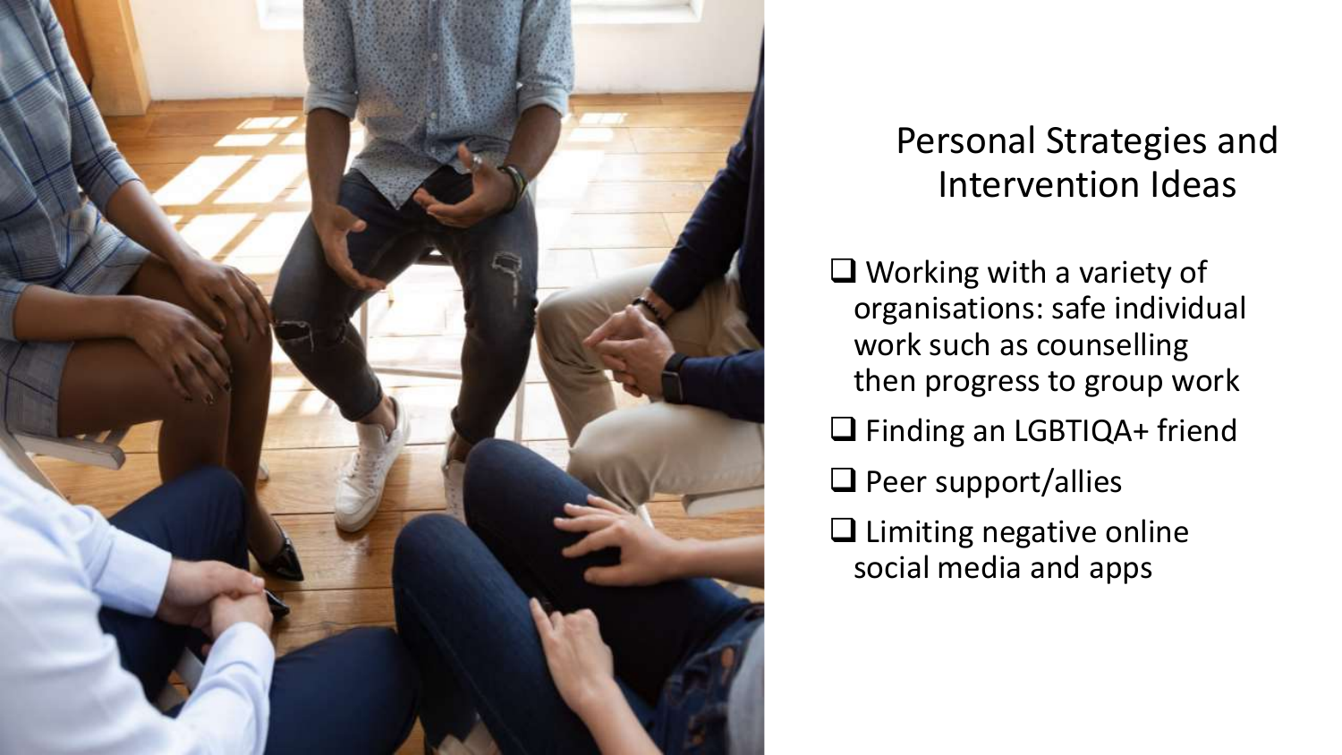# Personal Strategies and Intervention Ideas

- Working with a variety of organisations: safe individual work such as counselling then progress to group work
- Finding an LGBTIQA+ friend
- Peer support/allies
- Limiting negative online social media and apps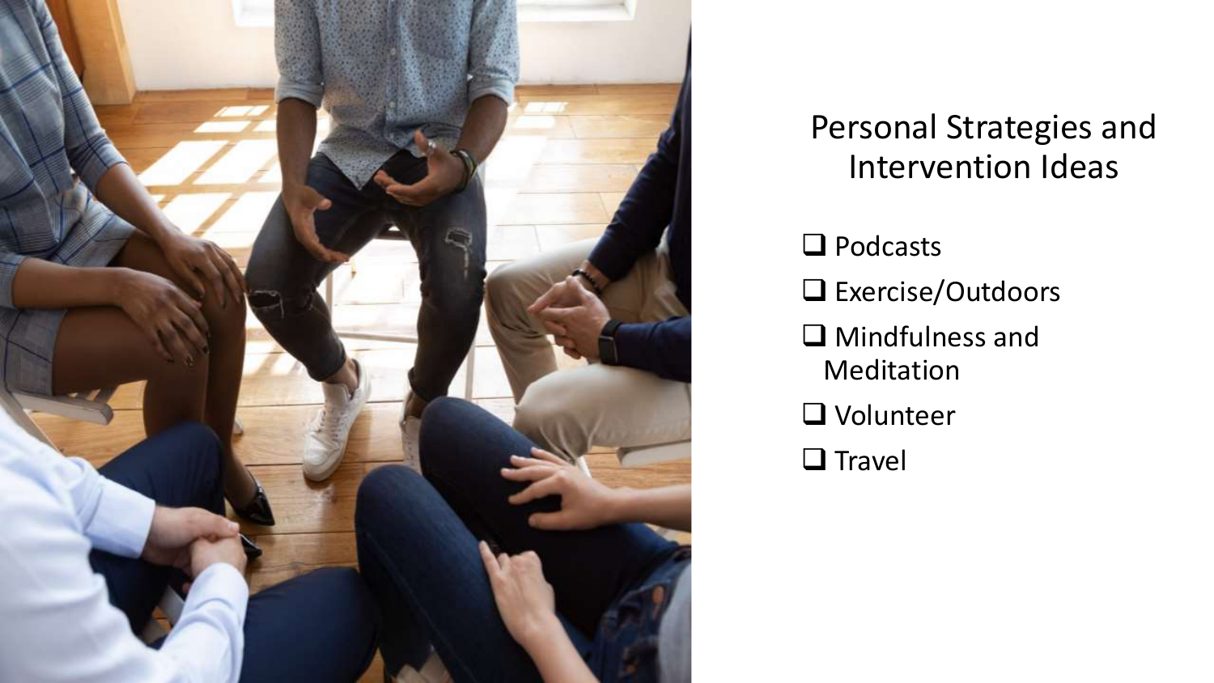## Personal Strategies and Intervention Ideas

- [ ] Podcasts
- [ ] Exercise/Outdoors
- [ ] Mindfulness and Meditation
- [ ] Volunteer
- [ ] Travel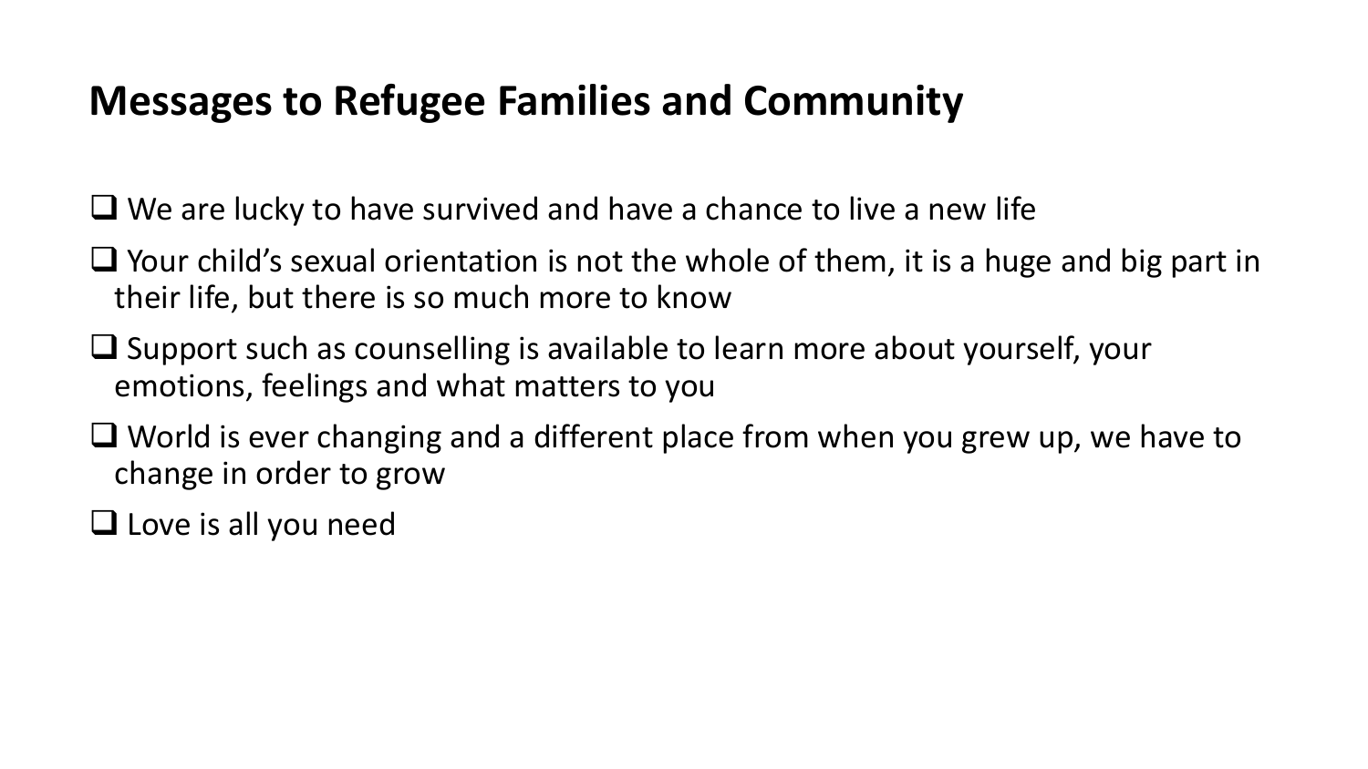## Messages to Refugee Families and Community

- We are lucky to have survived and have a chance to live a new life
- Your child's sexual orientation is not the whole of them, it is a huge and big part in their life, but there is so much more to know
- Support such as counselling is available to learn more about yourself, your emotions, feelings and what matters to you
- World is ever changing and a different place from when you grew up, we have to change in order to grow
- Love is all you need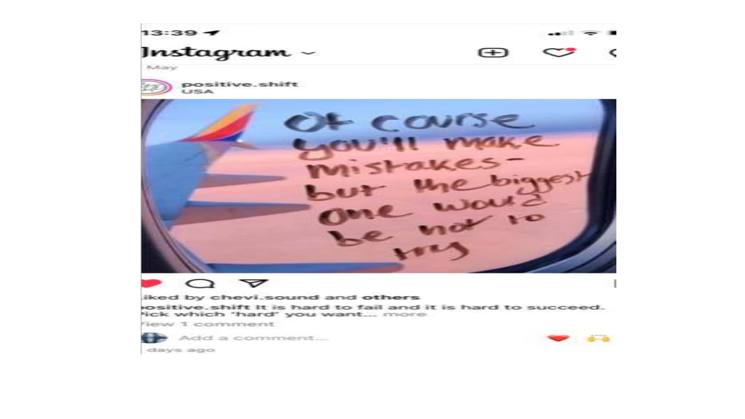13:39

Instagram

May

positive.shift
USA

Of course you'll make mistakes- but the biggest one would be not to try

Liked by chevi.sound and others

positive.shift It is hard to fail and it is hard to succeed. Pick which 'hard' you want... more

View 1 comment

Add a comment...

days ago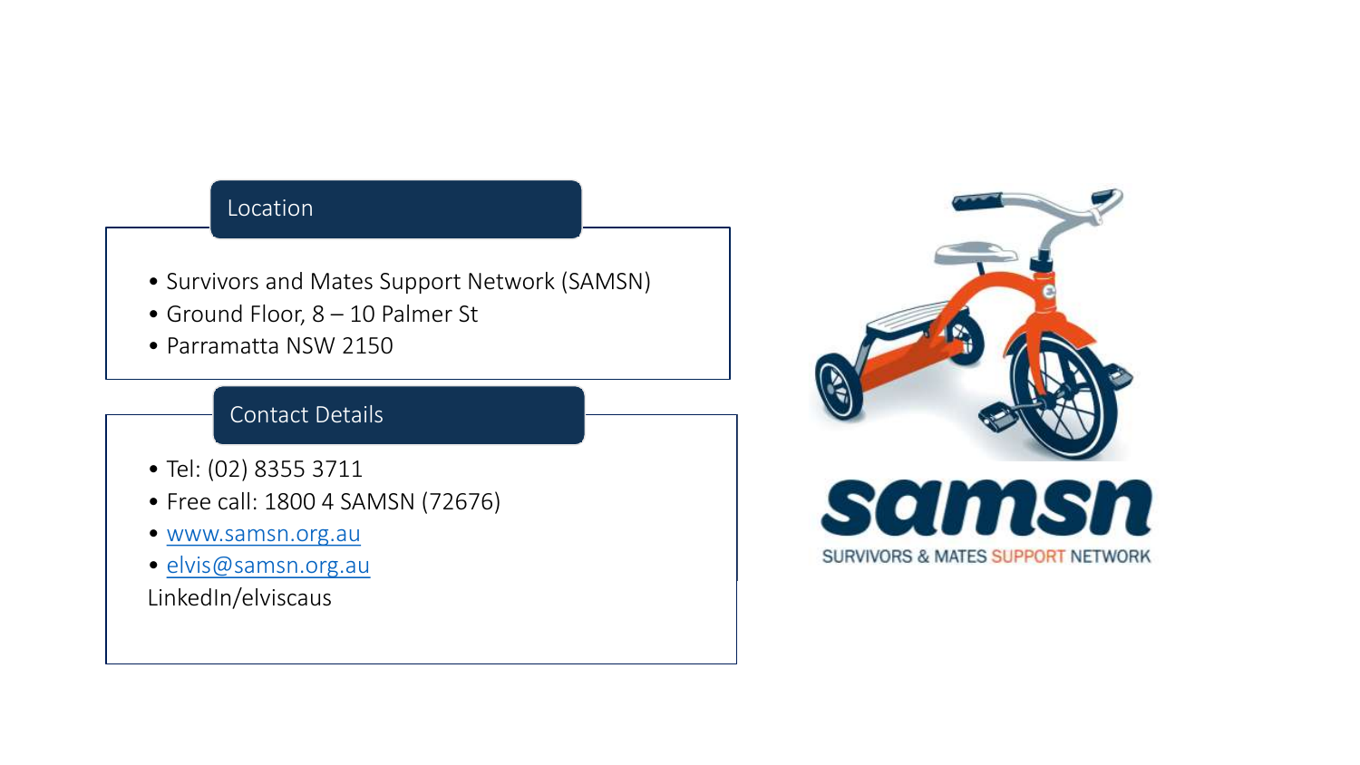## Location

- Survivors and Mates Support Network (SAMSN)
- Ground Floor, 8 – 10 Palmer St
- Parramatta NSW 2150

## Contact Details

- Tel: (02) 8355 3711
- Free call: 1800 4 SAMSN (72676)
- www.samsn.org.au
- elvis@samsn.org.au

LinkedIn/elviscaus

samsn

SURVIVORS & MATES SUPPORT NETWORK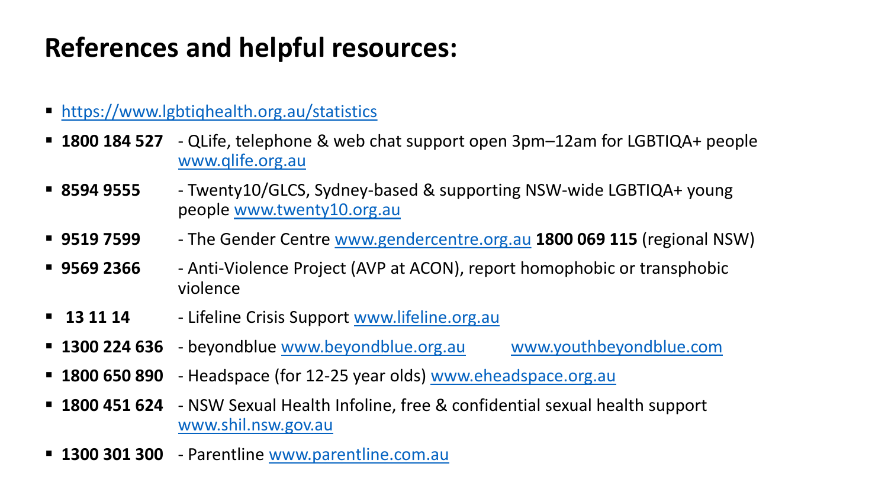# References and helpful resources:

- https://www.lgbtiqhealth.org.au/statistics
- **1800 184 527** - QLife, telephone & web chat support open 3pm–12am for LGBTIQA+ people www.qlife.org.au
- **8594 9555** - Twenty10/GLCS, Sydney-based & supporting NSW-wide LGBTIQA+ young people www.twenty10.org.au
- **9519 7599** - The Gender Centre www.gendercentre.org.au **1800 069 115** (regional NSW)
- **9569 2366** - Anti-Violence Project (AVP at ACON), report homophobic or transphobic violence
- **13 11 14** - Lifeline Crisis Support www.lifeline.org.au
- **1300 224 636** - beyondblue www.beyondblue.org.au www.youthbeyondblue.com
- **1800 650 890** - Headspace (for 12-25 year olds) www.eheadspace.org.au
- **1800 451 624** - NSW Sexual Health Infoline, free & confidential sexual health support www.shil.nsw.gov.au
- **1300 301 300** - Parentline www.parentline.com.au